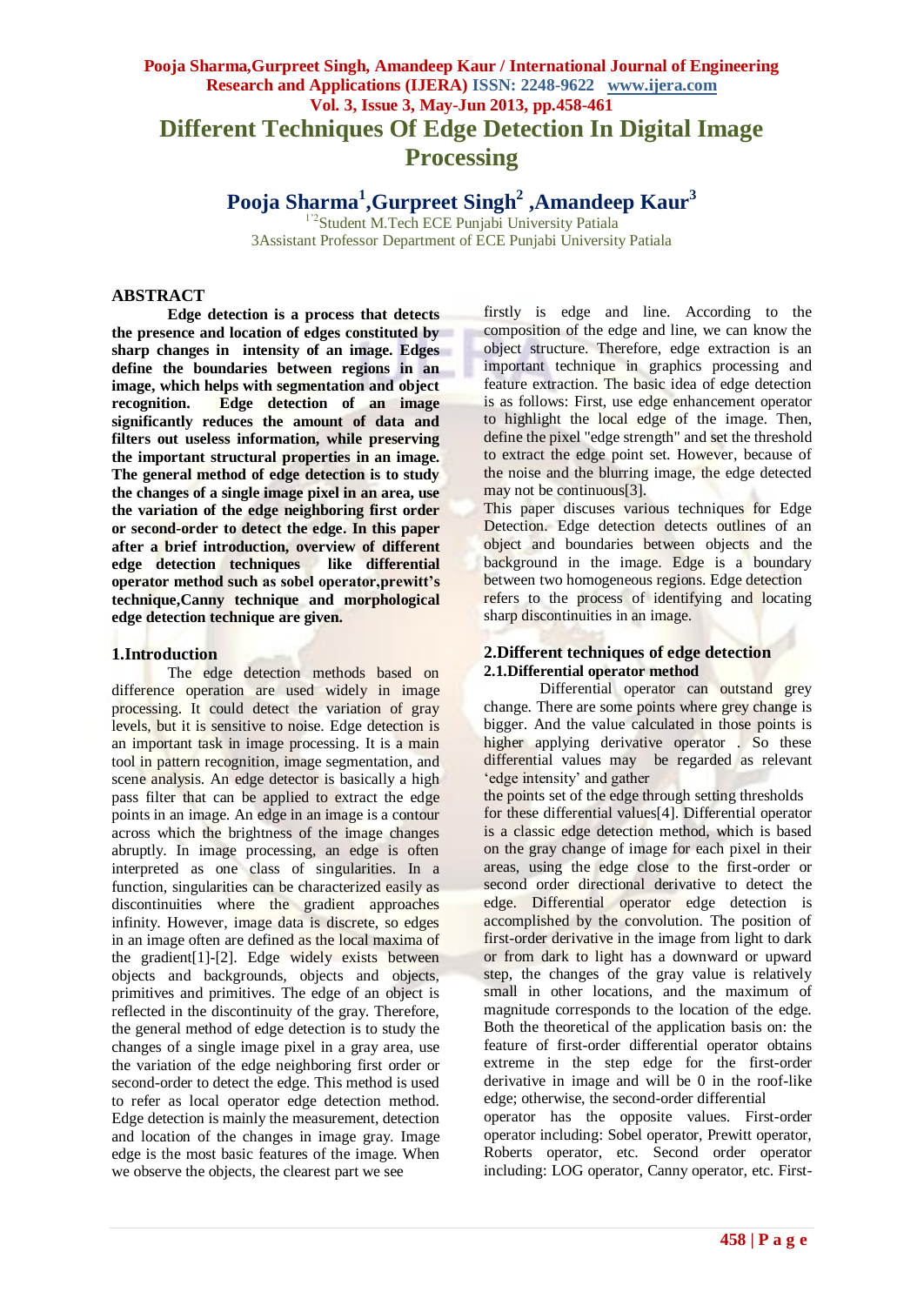# Different Techniques Of Edge Detection In Digital Image Processing

**Pooja Sharma[1], Gurpreet Singh[2], Amandeep Kaur[3]**

[1,2]Student M.Tech ECE Punjabi University Patiala

3Assistant Professor Department of ECE Punjabi University Patiala

## ABSTRACT

**Edge detection is a process that detects the presence and location of edges constituted by sharp changes in intensity of an image. Edges define the boundaries between regions in an image, which helps with segmentation and object recognition. Edge detection of an image significantly reduces the amount of data and filters out useless information, while preserving the important structural properties in an image. The general method of edge detection is to study the changes of a single image pixel in an area, use the variation of the edge neighboring first order or second-order to detect the edge. In this paper after a brief introduction, overview of different edge detection techniques like differential operator method such as sobel operator,prewitt's technique,Canny technique and morphological edge detection technique are given.**

## 1.Introduction

The edge detection methods based on difference operation are used widely in image processing. It could detect the variation of gray levels, but it is sensitive to noise. Edge detection is an important task in image processing. It is a main tool in pattern recognition, image segmentation, and scene analysis. An edge detector is basically a high pass filter that can be applied to extract the edge points in an image. An edge in an image is a contour across which the brightness of the image changes abruptly. In image processing, an edge is often interpreted as one class of singularities. In a function, singularities can be characterized easily as discontinuities where the gradient approaches infinity. However, image data is discrete, so edges in an image often are defined as the local maxima of the gradient[1]-[2]. Edge widely exists between objects and backgrounds, objects and objects, primitives and primitives. The edge of an object is reflected in the discontinuity of the gray. Therefore, the general method of edge detection is to study the changes of a single image pixel in a gray area, use the variation of the edge neighboring first order or second-order to detect the edge. This method is used to refer as local operator edge detection method. Edge detection is mainly the measurement, detection and location of the changes in image gray. Image edge is the most basic features of the image. When we observe the objects, the clearest part we see firstly is edge and line. According to the composition of the edge and line, we can know the object structure. Therefore, edge extraction is an important technique in graphics processing and feature extraction. The basic idea of edge detection is as follows: First, use edge enhancement operator to highlight the local edge of the image. Then, define the pixel "edge strength" and set the threshold to extract the edge point set. However, because of the noise and the blurring image, the edge detected may not be continuous[3].

This paper discuses various techniques for Edge Detection. Edge detection detects outlines of an object and boundaries between objects and the background in the image. Edge is a boundary between two homogeneous regions. Edge detection refers to the process of identifying and locating sharp discontinuities in an image.

## 2.Different techniques of edge detection

### 2.1.Differential operator method

Differential operator can outstand grey change. There are some points where grey change is bigger. And the value calculated in those points is higher applying derivative operator . So these differential values may be regarded as relevant 'edge intensity' and gather the points set of the edge through setting thresholds for these differential values[4]. Differential operator is a classic edge detection method, which is based on the gray change of image for each pixel in their areas, using the edge close to the first-order or second order directional derivative to detect the edge. Differential operator edge detection is accomplished by the convolution. The position of first-order derivative in the image from light to dark or from dark to light has a downward or upward step, the changes of the gray value is relatively small in other locations, and the maximum of magnitude corresponds to the location of the edge. Both the theoretical of the application basis on: the feature of first-order differential operator obtains extreme in the step edge for the first-order derivative in image and will be 0 in the roof-like edge; otherwise, the second-order differential operator has the opposite values. First-order operator including: Sobel operator, Prewitt operator, Roberts operator, etc. Second order operator including: LOG operator, Canny operator, etc. First-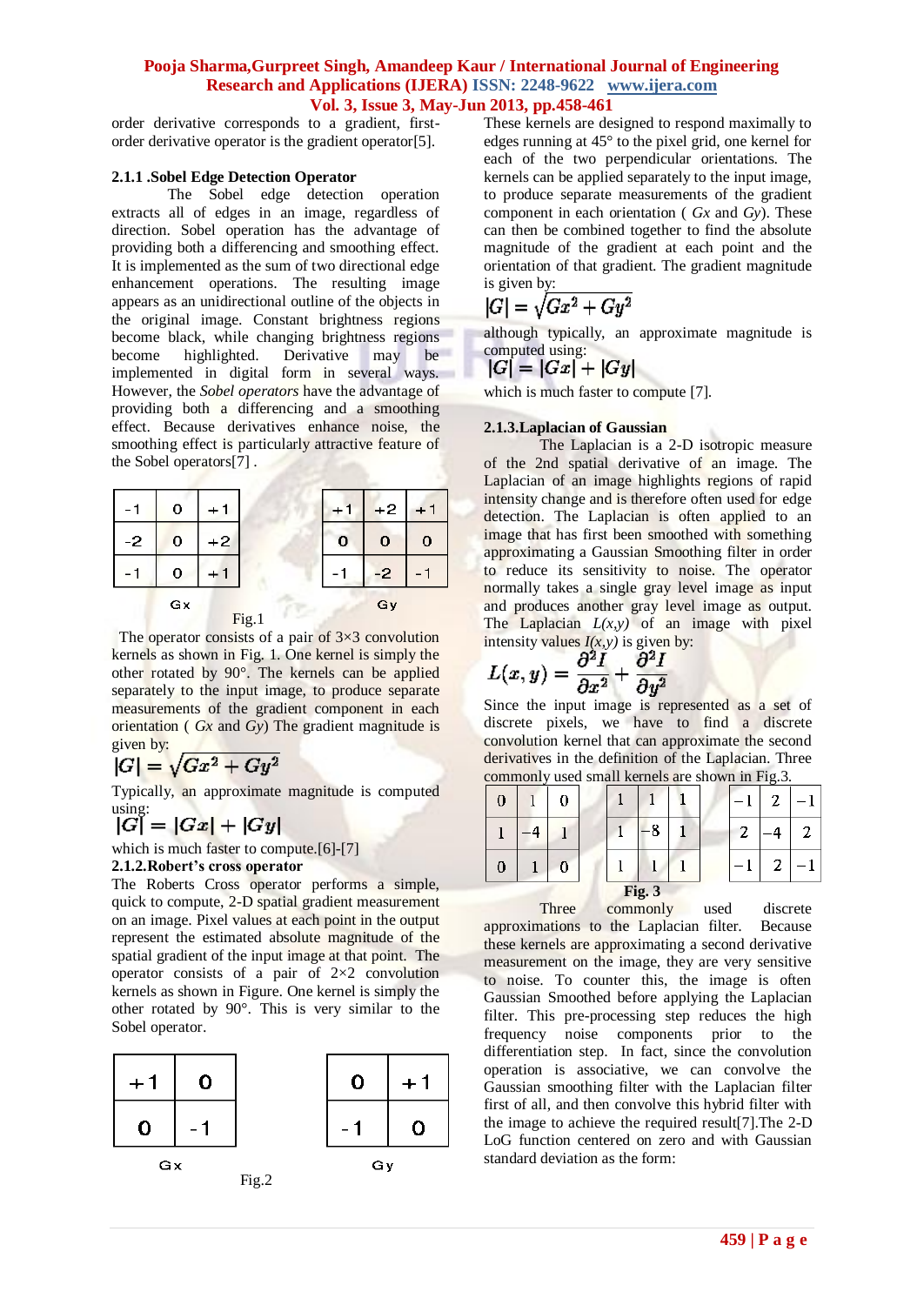order derivative corresponds to a gradient, first-order derivative operator is the gradient operator[5].

### 2.1.1 .Sobel Edge Detection Operator

The Sobel edge detection operation extracts all of edges in an image, regardless of direction. Sobel operation has the advantage of providing both a differencing and smoothing effect. It is implemented as the sum of two directional edge enhancement operations. The resulting image appears as an unidirectional outline of the objects in the original image. Constant brightness regions become black, while changing brightness regions become highlighted. Derivative may be implemented in digital form in several ways. However, the *Sobel operators* have the advantage of providing both a differencing and a smoothing effect. Because derivatives enhance noise, the smoothing effect is particularly attractive feature of the Sobel operators[7] .

| -1 | 0 | +1 |
|---|---|---|
| -2 | 0 | +2 |
| -1 | 0 | +1 |

Gx

| +1 | +2 | +1 |
|---|---|---|
| 0 | 0 | 0 |
| -1 | -2 | -1 |

Gy

Fig.1

The operator consists of a pair of 3×3 convolution kernels as shown in Fig. 1. One kernel is simply the other rotated by 90°. The kernels can be applied separately to the input image, to produce separate measurements of the gradient component in each orientation ( *Gx* and *Gy*) The gradient magnitude is given by:

$$|G| = \sqrt{Gx^2 + Gy^2}$$

Typically, an approximate magnitude is computed using:

$$|G| = |Gx| + |Gy|$$

which is much faster to compute.[6]-[7]

### 2.1.2.Robert's cross operator

The Roberts Cross operator performs a simple, quick to compute, 2-D spatial gradient measurement on an image. Pixel values at each point in the output represent the estimated absolute magnitude of the spatial gradient of the input image at that point. The operator consists of a pair of 2×2 convolution kernels as shown in Figure. One kernel is simply the other rotated by 90°. This is very similar to the Sobel operator.

| +1 | 0 |
|---|---|
| 0 | -1 |

Gx

| 0 | +1 |
|---|---|
| -1 | 0 |

Gy

Fig.2

These kernels are designed to respond maximally to edges running at 45° to the pixel grid, one kernel for each of the two perpendicular orientations. The kernels can be applied separately to the input image, to produce separate measurements of the gradient component in each orientation ( *Gx* and *Gy*). These can then be combined together to find the absolute magnitude of the gradient at each point and the orientation of that gradient. The gradient magnitude is given by:

$$|G| = \sqrt{Gx^2 + Gy^2}$$

although typically, an approximate magnitude is computed using:

$$|G| = |Gx| + |Gy|$$

which is much faster to compute [7].

### 2.1.3.Laplacian of Gaussian

The Laplacian is a 2-D isotropic measure of the 2nd spatial derivative of an image. The Laplacian of an image highlights regions of rapid intensity change and is therefore often used for edge detection. The Laplacian is often applied to an image that has first been smoothed with something approximating a Gaussian Smoothing filter in order to reduce its sensitivity to noise. The operator normally takes a single gray level image as input and produces another gray level image as output. The Laplacian $L(x,y)$ of an image with pixel intensity values $I(x,y)$ is given by:

$$L(x,y) = \frac{\partial^2 I}{\partial x^2} + \frac{\partial^2 I}{\partial y^2}$$

Since the input image is represented as a set of discrete pixels, we have to find a discrete convolution kernel that can approximate the second derivatives in the definition of the Laplacian. Three commonly used small kernels are shown in Fig.3.

| 0 | 1 | 0 |
|---|---|---|
| 1 | -4 | 1 |
| 0 | 1 | 0 |

| 1 | 1 | 1 |
|---|---|---|
| 1 | -8 | 1 |
| 1 | 1 | 1 |

| -1 | 2 | -1 |
|---|---|---|
| 2 | -4 | 2 |
| -1 | 2 | -1 |

**Fig. 3**

Three commonly used discrete approximations to the Laplacian filter. Because these kernels are approximating a second derivative measurement on the image, they are very sensitive to noise. To counter this, the image is often Gaussian Smoothed before applying the Laplacian filter. This pre-processing step reduces the high frequency noise components prior to the differentiation step. In fact, since the convolution operation is associative, we can convolve the Gaussian smoothing filter with the Laplacian filter first of all, and then convolve this hybrid filter with the image to achieve the required result[7].The 2-D LoG function centered on zero and with Gaussian standard deviation as the form: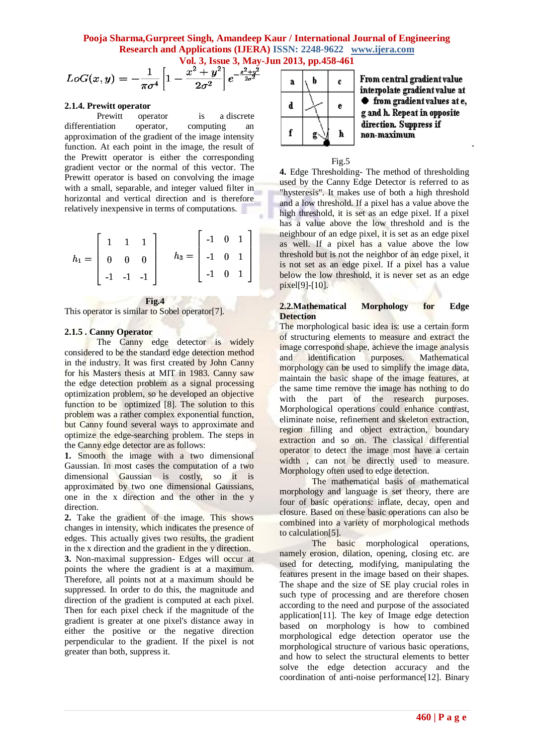$$LoG(x,y) = -\frac{1}{\pi\sigma^4}\left[1 - \frac{x^2+y^2}{2\sigma^2}\right]e^{-\frac{x^2+y^2}{2\sigma^2}}$$

#### 2.1.4. Prewitt operator

Prewitt operator is a discrete differentiation operator, computing an approximation of the gradient of the image intensity function. At each point in the image, the result of the Prewitt operator is either the corresponding gradient vector or the normal of this vector. The Prewitt operator is based on convolving the image with a small, separable, and integer valued filter in horizontal and vertical direction and is therefore relatively inexpensive in terms of computations.

$$h_1 = \begin{bmatrix} 1 & 1 & 1 \\ 0 & 0 & 0 \\ -1 & -1 & -1 \end{bmatrix} \qquad h_3 = \begin{bmatrix} -1 & 0 & 1 \\ -1 & 0 & 1 \\ -1 & 0 & 1 \end{bmatrix}$$

**Fig.4**

This operator is similar to Sobel operator[7].

#### 2.1.5 . Canny Operator

The Canny edge detector is widely considered to be the standard edge detection method in the industry. It was first created by John Canny for his Masters thesis at MIT in 1983. Canny saw the edge detection problem as a signal processing optimization problem, so he developed an objective function to be optimized [8]. The solution to this problem was a rather complex exponential function, but Canny found several ways to approximate and optimize the edge-searching problem. The steps in the Canny edge detector are as follows:

**1.** Smooth the image with a two dimensional Gaussian. In most cases the computation of a two dimensional Gaussian is costly, so it is approximated by two one dimensional Gaussians, one in the x direction and the other in the y direction.

**2.** Take the gradient of the image. This shows changes in intensity, which indicates the presence of edges. This actually gives two results, the gradient in the x direction and the gradient in the y direction.

**3.** Non-maximal suppression- Edges will occur at points the where the gradient is at a maximum. Therefore, all points not at a maximum should be suppressed. In order to do this, the magnitude and direction of the gradient is computed at each pixel. Then for each pixel check if the magnitude of the gradient is greater at one pixel's distance away in either the positive or the negative direction perpendicular to the gradient. If the pixel is not greater than both, suppress it.

| a | b | c |
|---|---|---|
| d | | e |
| f | g | h |

From central gradient value interpolate gradient value at ● from gradient values at e, g and h. Repeat in opposite direction. Suppress if non-maximum

Fig.5

**4.** Edge Thresholding- The method of thresholding used by the Canny Edge Detector is referred to as "hysteresis". It makes use of both a high threshold and a low threshold. If a pixel has a value above the high threshold, it is set as an edge pixel. If a pixel has a value above the low threshold and is the neighbour of an edge pixel, it is set as an edge pixel as well. If a pixel has a value above the low threshold but is not the neighbor of an edge pixel, it is not set as an edge pixel. If a pixel has a value below the low threshold, it is never set as an edge pixel[9]-[10].

### 2.2.Mathematical Morphology for Edge Detection

The morphological basic idea is: use a certain form of structuring elements to measure and extract the image correspond shape, achieve the image analysis and identification purposes. Mathematical morphology can be used to simplify the image data, maintain the basic shape of the image features, at the same time remove the image has nothing to do with the part of the research purposes. Morphological operations could enhance contrast, eliminate noise, refinement and skeleton extraction, region filling and object extraction, boundary extraction and so on. The classical differential operator to detect the image most have a certain width , can not be directly used to measure. Morphology often used to edge detection.

The mathematical basis of mathematical morphology and language is set theory, there are four of basic operations: inflate, decay, open and closure. Based on these basic operations can also be combined into a variety of morphological methods to calculation[5].

The basic morphological operations, namely erosion, dilation, opening, closing etc. are used for detecting, modifying, manipulating the features present in the image based on their shapes. The shape and the size of SE play crucial roles in such type of processing and are therefore chosen according to the need and purpose of the associated application[11]. The key of Image edge detection based on morphology is how to combined morphological edge detection operator use the morphological structure of various basic operations, and how to select the structural elements to better solve the edge detection accuracy and the coordination of anti-noise performance[12]. Binary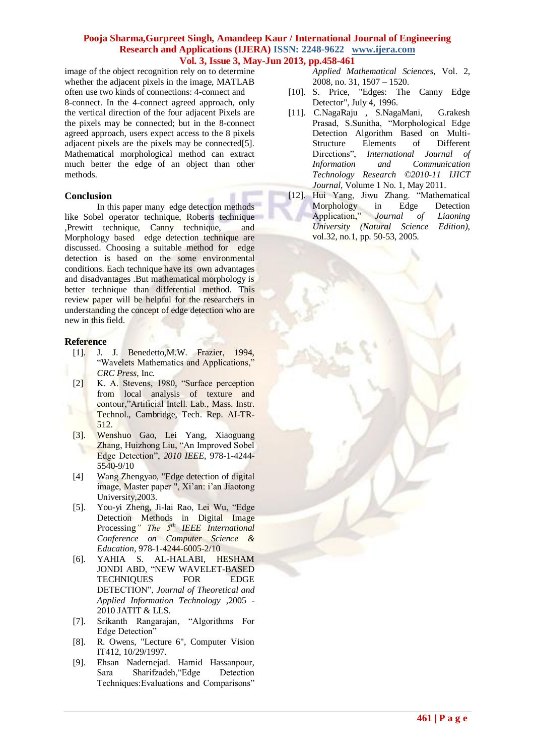image of the object recognition rely on to determine whether the adjacent pixels in the image, MATLAB often use two kinds of connections: 4-connect and 8-connect. In the 4-connect agreed approach, only the vertical direction of the four adjacent Pixels are the pixels may be connected; but in the 8-connect agreed approach, users expect access to the 8 pixels adjacent pixels are the pixels may be connected[5]. Mathematical morphological method can extract much better the edge of an object than other methods.

## Conclusion

In this paper many edge detection methods like Sobel operator technique, Roberts technique ,Prewitt technique, Canny technique, and Morphology based edge detection technique are discussed. Choosing a suitable method for edge detection is based on the some environmental conditions. Each technique have its own advantages and disadvantages .But mathematical morphology is better technique than differential method. This review paper will be helpful for the researchers in understanding the concept of edge detection who are new in this field.

## Reference

[1]. J. J. Benedetto,M.W. Frazier, 1994, “Wavelets Mathematics and Applications,” *CRC Press*, Inc.

[2] K. A. Stevens, 1980, “Surface perception from local analysis of texture and contour,”Artificial Intell. Lab., Mass. Instr. Technol., Cambridge, Tech. Rep. AI-TR-512.

[3]. Wenshuo Gao, Lei Yang, Xiaoguang Zhang, Huizhong Liu, “An Improved Sobel Edge Detection”, *2010 IEEE*, 978-1-4244-5540-9/10

[4] Wang Zhengyao, "Edge detection of digital image, Master paper ", Xi’an: i’an Jiaotong University,2003.

[5]. You-yi Zheng, Ji-lai Rao, Lei Wu, “Edge Detection Methods in Digital Image Processing*” The 5th IEEE International Conference on Computer Science & Education*, 978-1-4244-6005-2/10

[6]. YAHIA S. AL-HALABI, HESHAM JONDI ABD, “NEW WAVELET-BASED TECHNIQUES FOR EDGE DETECTION”, *Journal of Theoretical and Applied Information Technology* ,2005 - 2010 JATIT & LLS.

[7]. Srikanth Rangarajan, “Algorithms For Edge Detection”

[8]. R. Owens, "Lecture 6", Computer Vision IT412, 10/29/1997.

[9]. Ehsan Nadernejad. Hamid Hassanpour, Sara Sharifzadeh,“Edge Detection Techniques:Evaluations and Comparisons” *Applied Mathematical Sciences*, Vol. 2, 2008, no. 31, 1507 – 1520.

[10]. S. Price, "Edges: The Canny Edge Detector", July 4, 1996.

[11]. C.NagaRaju , S.NagaMani, G.rakesh Prasad, S.Sunitha, “Morphological Edge Detection Algorithm Based on Multi-Structure Elements of Different Directions”, *International Journal of Information and Communication Technology Research ©2010-11 IJICT Journal*, Volume 1 No. 1, May 2011.

[12]. Hui Yang, Jiwu Zhang. “Mathematical Morphology in Edge Detection Application,” *Journal of Liaoning University (Natural Science Edition)*, vol.32, no.1, pp. 50-53, 2005.